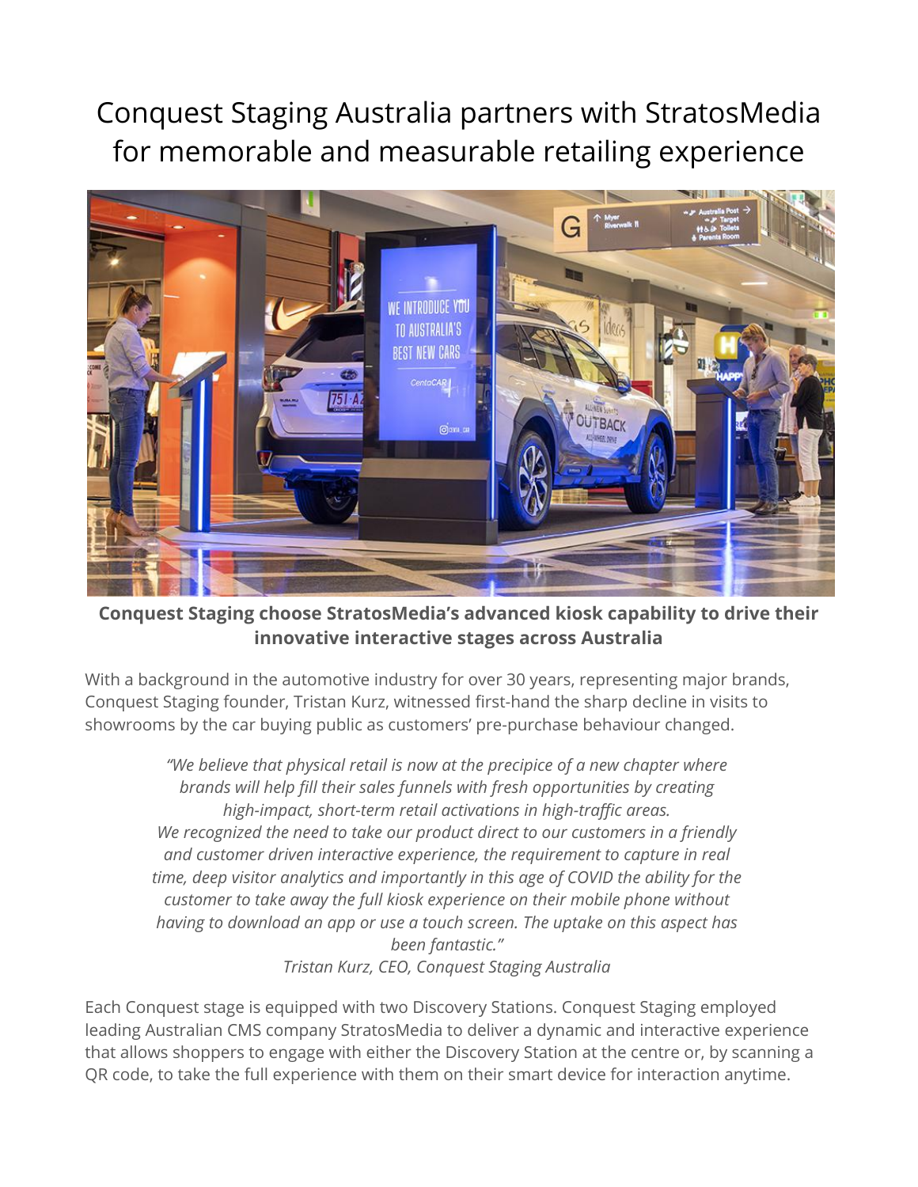# Conquest Staging Australia partners with StratosMedia for memorable and measurable retailing experience

**Conquest Staging choose StratosMedia's advanced kiosk capability to drive their innovative interactive stages across Australia**

With a background in the automotive industry for over 30 years, representing major brands, Conquest Staging founder, Tristan Kurz, witnessed first-hand the sharp decline in visits to showrooms by the car buying public as customers' pre-purchase behaviour changed.

> *"We believe that physical retail is now at the precipice of a new chapter where brands will help fill their sales funnels with fresh opportunities by creating high-impact, short-term retail activations in high-traffic areas. We recognized the need to take our product direct to our customers in a friendly and customer driven interactive experience, the requirement to capture in real time, deep visitor analytics and importantly in this age of COVID the ability for the customer to take away the full kiosk experience on their mobile phone without having to download an app or use a touch screen. The uptake on this aspect has been fantastic."*
>
> *Tristan Kurz, CEO, Conquest Staging Australia*

Each Conquest stage is equipped with two Discovery Stations. Conquest Staging employed leading Australian CMS company StratosMedia to deliver a dynamic and interactive experience that allows shoppers to engage with either the Discovery Station at the centre or, by scanning a QR code, to take the full experience with them on their smart device for interaction anytime.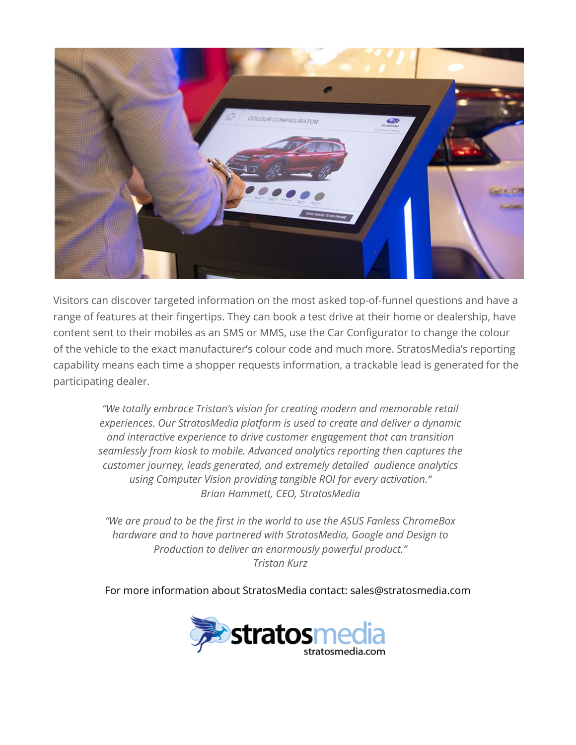Visitors can discover targeted information on the most asked top-of-funnel questions and have a range of features at their fingertips. They can book a test drive at their home or dealership, have content sent to their mobiles as an SMS or MMS, use the Car Configurator to change the colour of the vehicle to the exact manufacturer's colour code and much more. StratosMedia's reporting capability means each time a shopper requests information, a trackable lead is generated for the participating dealer.

*"We totally embrace Tristan's vision for creating modern and memorable retail experiences. Our StratosMedia platform is used to create and deliver a dynamic and interactive experience to drive customer engagement that can transition seamlessly from kiosk to mobile. Advanced analytics reporting then captures the customer journey, leads generated, and extremely detailed audience analytics using Computer Vision providing tangible ROI for every activation."*
*Brian Hammett, CEO, StratosMedia*

*"We are proud to be the first in the world to use the ASUS Fanless ChromeBox hardware and to have partnered with StratosMedia, Google and Design to Production to deliver an enormously powerful product."*
*Tristan Kurz*

For more information about StratosMedia contact: sales@stratosmedia.com

stratosmedia
stratosmedia.com